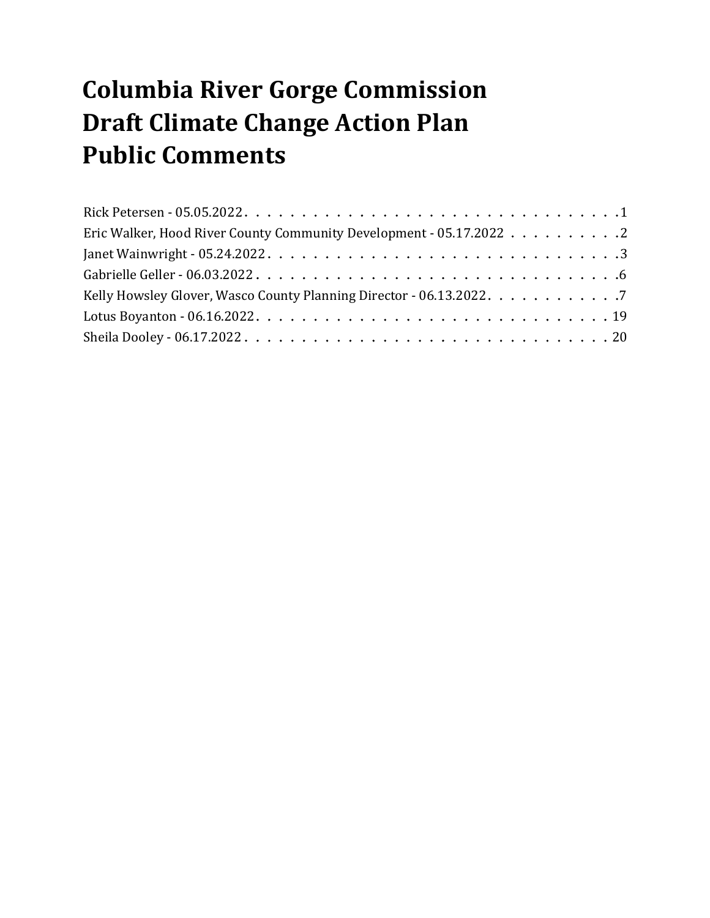# Columbia River Gorge Commission Draft Climate Change Action Plan Public Comments

Rick Petersen - 05.05.2022 . . . . . . . . . . . . . . . . . . . . . . . . . . . . . . . . . . 1
Eric Walker, Hood River County Community Development - 05.17.2022 . . . . . . . . . . . 2
Janet Wainwright - 05.24.2022 . . . . . . . . . . . . . . . . . . . . . . . . . . . . . . . . 3
Gabrielle Geller - 06.03.2022 . . . . . . . . . . . . . . . . . . . . . . . . . . . . . . . . . 6
Kelly Howsley Glover, Wasco County Planning Director - 06.13.2022 . . . . . . . . . . . . 7
Lotus Boyanton - 06.16.2022 . . . . . . . . . . . . . . . . . . . . . . . . . . . . . . . . . 19
Sheila Dooley - 06.17.2022 . . . . . . . . . . . . . . . . . . . . . . . . . . . . . . . . . . 20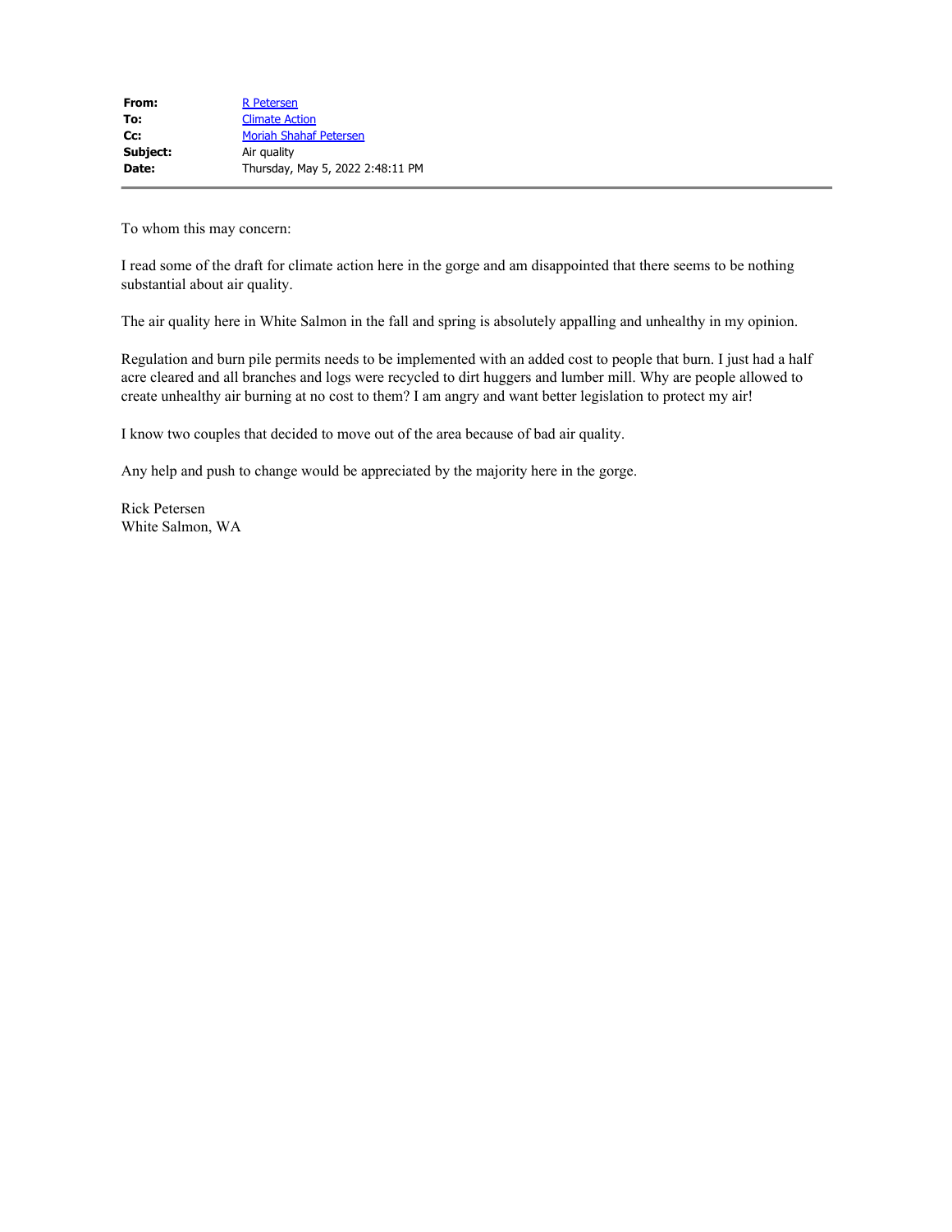| | |
|---|---|
| **From:** | R Petersen |
| **To:** | Climate Action |
| **Cc:** | Moriah Shahaf Petersen |
| **Subject:** | Air quality |
| **Date:** | Thursday, May 5, 2022 2:48:11 PM |

To whom this may concern:

I read some of the draft for climate action here in the gorge and am disappointed that there seems to be nothing substantial about air quality.

The air quality here in White Salmon in the fall and spring is absolutely appalling and unhealthy in my opinion.

Regulation and burn pile permits needs to be implemented with an added cost to people that burn. I just had a half acre cleared and all branches and logs were recycled to dirt huggers and lumber mill. Why are people allowed to create unhealthy air burning at no cost to them? I am angry and want better legislation to protect my air!

I know two couples that decided to move out of the area because of bad air quality.

Any help and push to change would be appreciated by the majority here in the gorge.

Rick Petersen
White Salmon, WA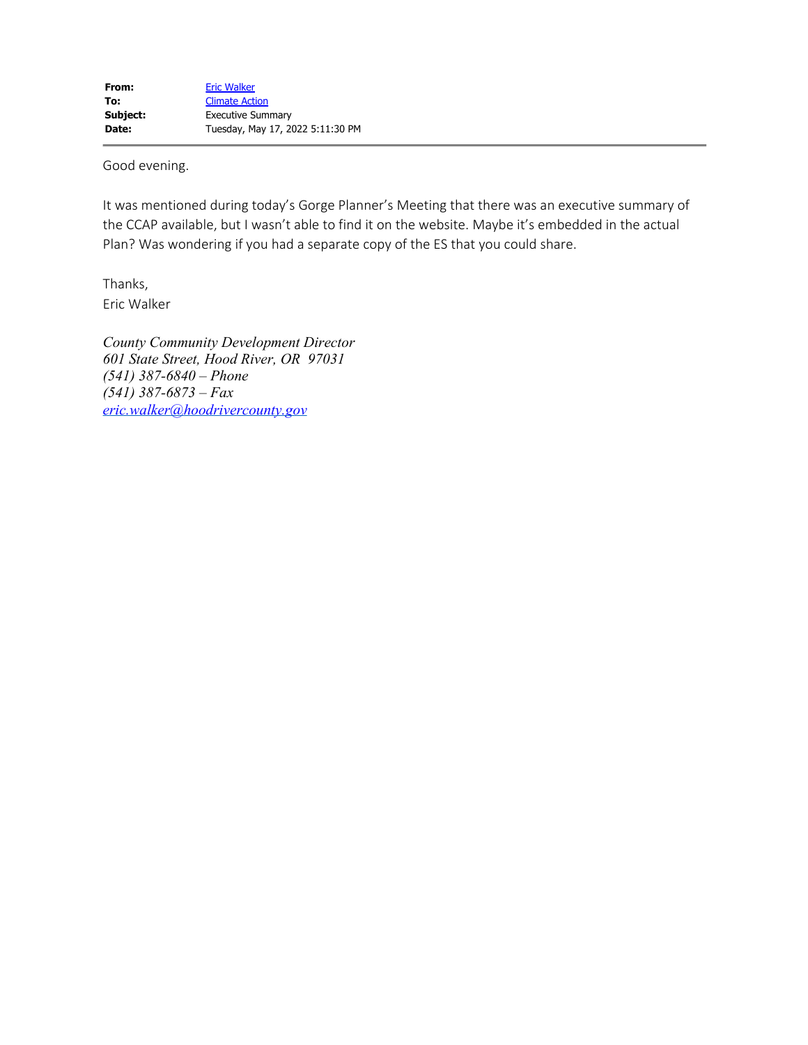**From:** Eric Walker
**To:** Climate Action
**Subject:** Executive Summary
**Date:** Tuesday, May 17, 2022 5:11:30 PM

---

Good evening.

It was mentioned during today's Gorge Planner's Meeting that there was an executive summary of the CCAP available, but I wasn't able to find it on the website. Maybe it's embedded in the actual Plan? Was wondering if you had a separate copy of the ES that you could share.

Thanks,
Eric Walker

*County Community Development Director*
*601 State Street, Hood River, OR 97031*
*(541) 387-6840 – Phone*
*(541) 387-6873 – Fax*
*eric.walker@hoodrivercounty.gov*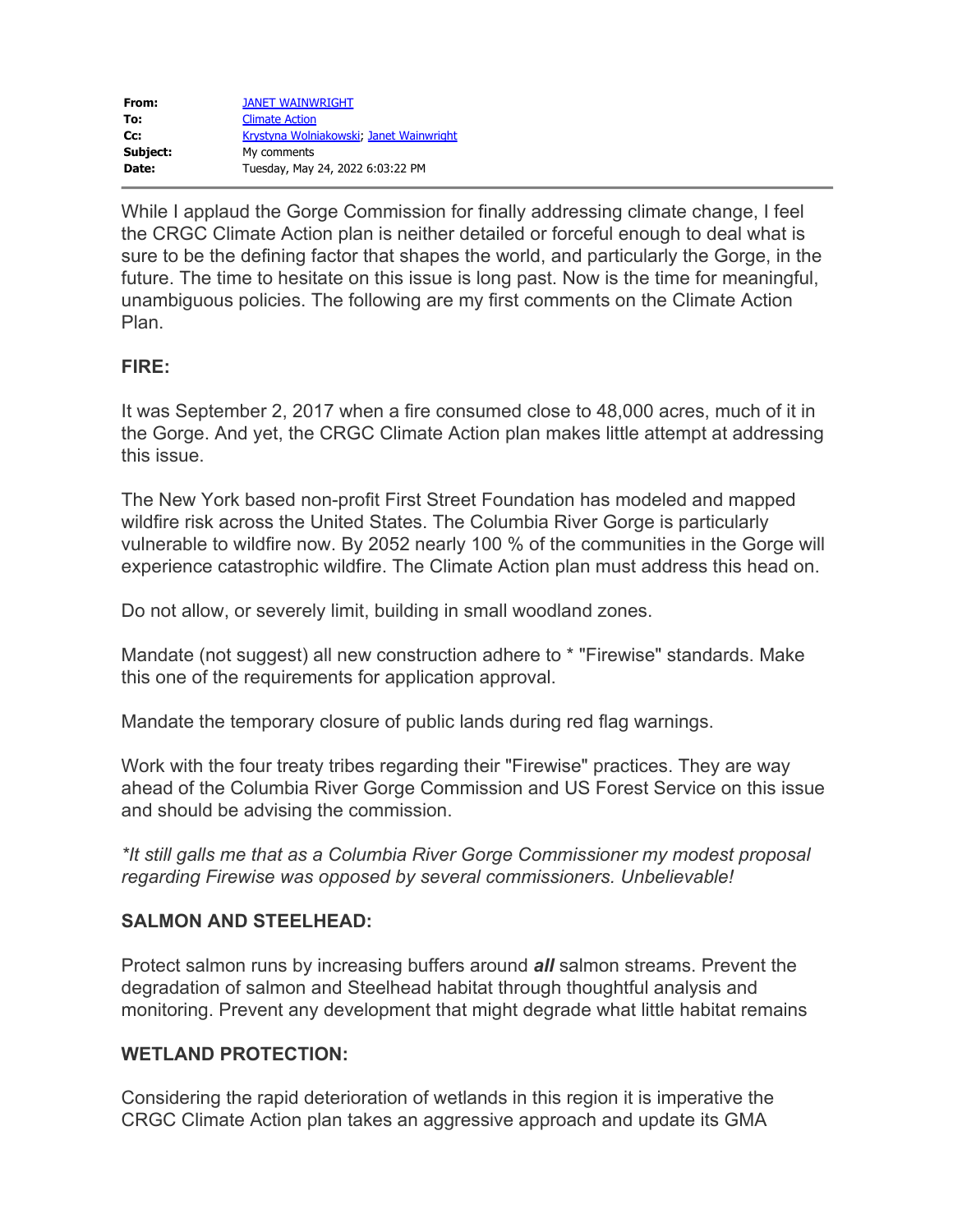| | |
|---|---|
| **From:** | JANET WAINWRIGHT |
| **To:** | Climate Action |
| **Cc:** | Krystyna Wolniakowski; Janet Wainwright |
| **Subject:** | My comments |
| **Date:** | Tuesday, May 24, 2022 6:03:22 PM |

While I applaud the Gorge Commission for finally addressing climate change, I feel the CRGC Climate Action plan is neither detailed or forceful enough to deal what is sure to be the defining factor that shapes the world, and particularly the Gorge, in the future. The time to hesitate on this issue is long past. Now is the time for meaningful, unambiguous policies. The following are my first comments on the Climate Action Plan.

**FIRE:**

It was September 2, 2017 when a fire consumed close to 48,000 acres, much of it in the Gorge. And yet, the CRGC Climate Action plan makes little attempt at addressing this issue.

The New York based non-profit First Street Foundation has modeled and mapped wildfire risk across the United States. The Columbia River Gorge is particularly vulnerable to wildfire now. By 2052 nearly 100 % of the communities in the Gorge will experience catastrophic wildfire. The Climate Action plan must address this head on.

Do not allow, or severely limit, building in small woodland zones.

Mandate (not suggest) all new construction adhere to * "Firewise" standards. Make this one of the requirements for application approval.

Mandate the temporary closure of public lands during red flag warnings.

Work with the four treaty tribes regarding their "Firewise" practices. They are way ahead of the Columbia River Gorge Commission and US Forest Service on this issue and should be advising the commission.

*\*It still galls me that as a Columbia River Gorge Commissioner my modest proposal regarding Firewise was opposed by several commissioners. Unbelievable!*

**SALMON AND STEELHEAD:**

Protect salmon runs by increasing buffers around ***all*** salmon streams. Prevent the degradation of salmon and Steelhead habitat through thoughtful analysis and monitoring. Prevent any development that might degrade what little habitat remains

**WETLAND PROTECTION:**

Considering the rapid deterioration of wetlands in this region it is imperative the CRGC Climate Action plan takes an aggressive approach and update its GMA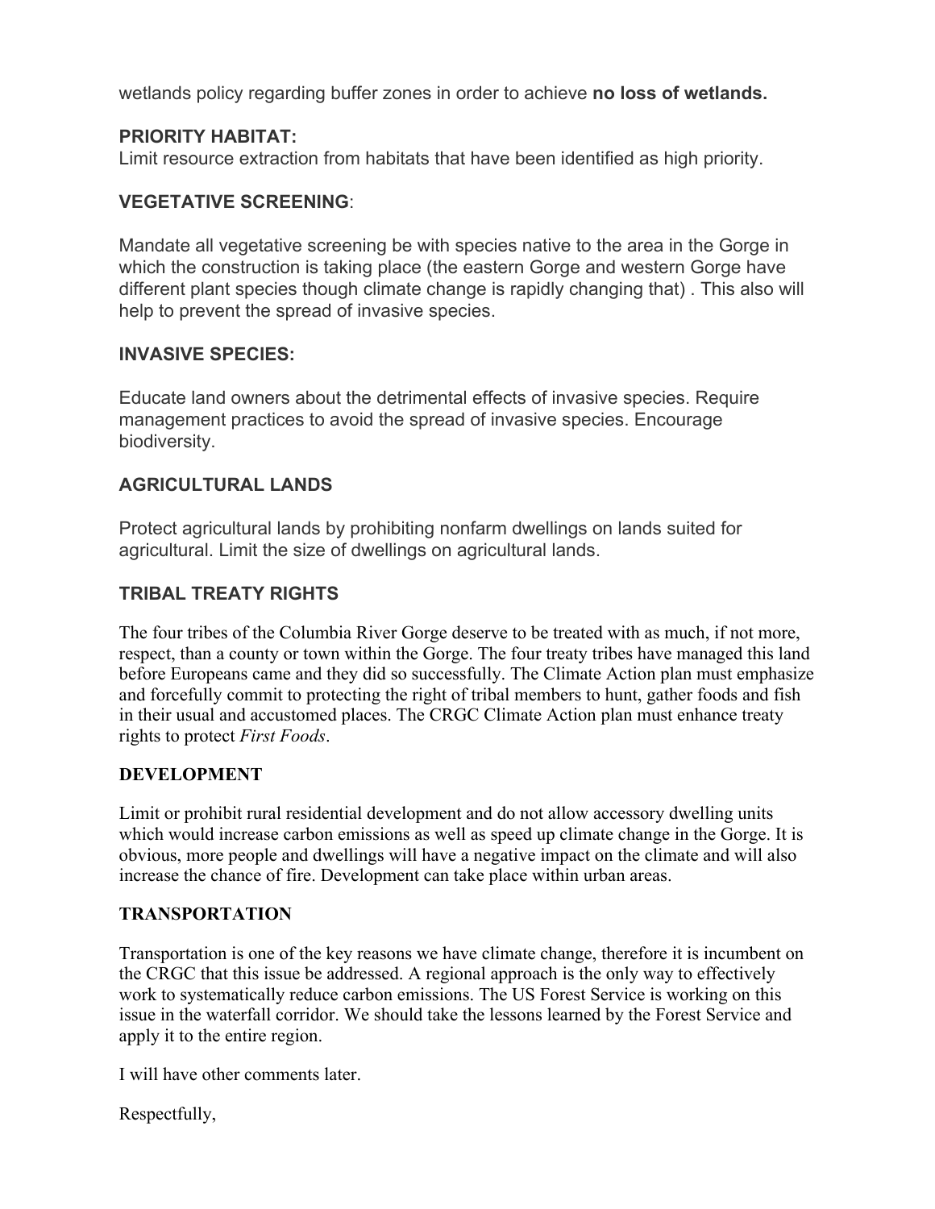wetlands policy regarding buffer zones in order to achieve **no loss of wetlands.**

**PRIORITY HABITAT:**
Limit resource extraction from habitats that have been identified as high priority.

**VEGETATIVE SCREENING**:

Mandate all vegetative screening be with species native to the area in the Gorge in which the construction is taking place (the eastern Gorge and western Gorge have different plant species though climate change is rapidly changing that) . This also will help to prevent the spread of invasive species.

**INVASIVE SPECIES:**

Educate land owners about the detrimental effects of invasive species. Require management practices to avoid the spread of invasive species. Encourage biodiversity.

**AGRICULTURAL LANDS**

Protect agricultural lands by prohibiting nonfarm dwellings on lands suited for agricultural. Limit the size of dwellings on agricultural lands.

**TRIBAL TREATY RIGHTS**

The four tribes of the Columbia River Gorge deserve to be treated with as much, if not more, respect, than a county or town within the Gorge. The four treaty tribes have managed this land before Europeans came and they did so successfully. The Climate Action plan must emphasize and forcefully commit to protecting the right of tribal members to hunt, gather foods and fish in their usual and accustomed places. The CRGC Climate Action plan must enhance treaty rights to protect *First Foods*.

**DEVELOPMENT**

Limit or prohibit rural residential development and do not allow accessory dwelling units which would increase carbon emissions as well as speed up climate change in the Gorge. It is obvious, more people and dwellings will have a negative impact on the climate and will also increase the chance of fire. Development can take place within urban areas.

**TRANSPORTATION**

Transportation is one of the key reasons we have climate change, therefore it is incumbent on the CRGC that this issue be addressed. A regional approach is the only way to effectively work to systematically reduce carbon emissions. The US Forest Service is working on this issue in the waterfall corridor. We should take the lessons learned by the Forest Service and apply it to the entire region.

I will have other comments later.

Respectfully,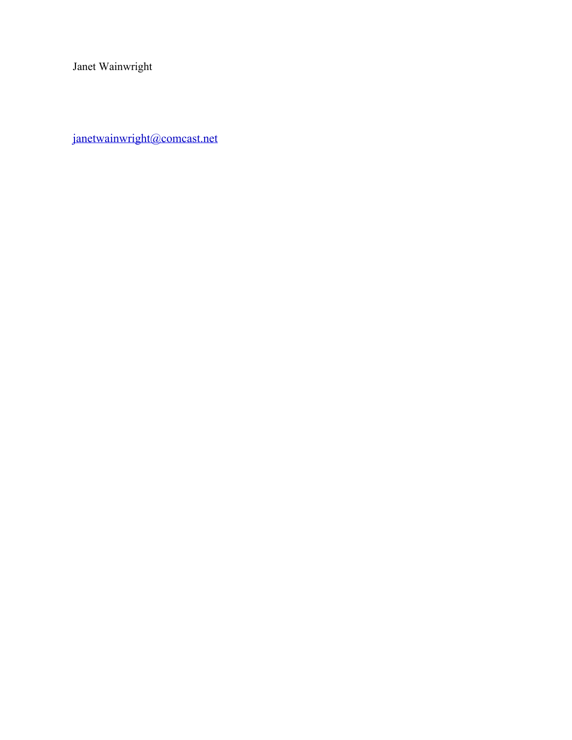Janet Wainwright

janetwainwright@comcast.net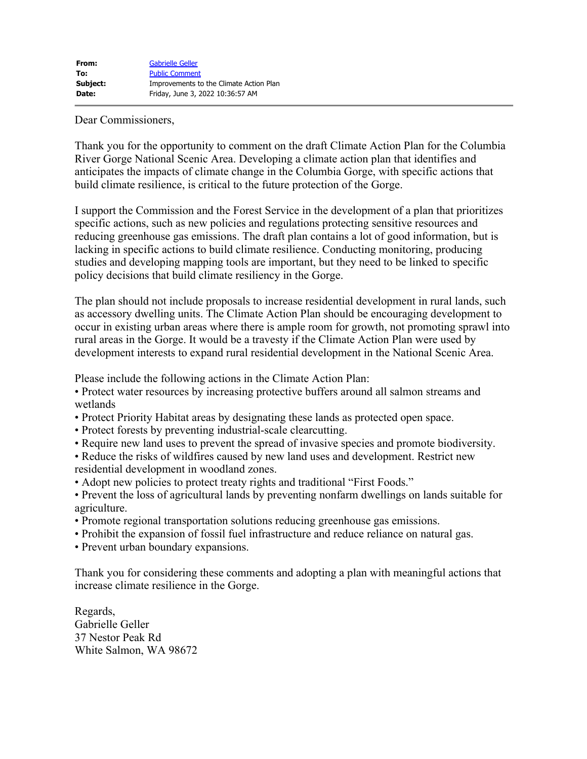**From:** Gabrielle Geller
**To:** Public Comment
**Subject:** Improvements to the Climate Action Plan
**Date:** Friday, June 3, 2022 10:36:57 AM

---

Dear Commissioners,

Thank you for the opportunity to comment on the draft Climate Action Plan for the Columbia River Gorge National Scenic Area. Developing a climate action plan that identifies and anticipates the impacts of climate change in the Columbia Gorge, with specific actions that build climate resilience, is critical to the future protection of the Gorge.

I support the Commission and the Forest Service in the development of a plan that prioritizes specific actions, such as new policies and regulations protecting sensitive resources and reducing greenhouse gas emissions. The draft plan contains a lot of good information, but is lacking in specific actions to build climate resilience. Conducting monitoring, producing studies and developing mapping tools are important, but they need to be linked to specific policy decisions that build climate resiliency in the Gorge.

The plan should not include proposals to increase residential development in rural lands, such as accessory dwelling units. The Climate Action Plan should be encouraging development to occur in existing urban areas where there is ample room for growth, not promoting sprawl into rural areas in the Gorge. It would be a travesty if the Climate Action Plan were used by development interests to expand rural residential development in the National Scenic Area.

Please include the following actions in the Climate Action Plan:

- Protect water resources by increasing protective buffers around all salmon streams and wetlands
- Protect Priority Habitat areas by designating these lands as protected open space.
- Protect forests by preventing industrial-scale clearcutting.
- Require new land uses to prevent the spread of invasive species and promote biodiversity.
- Reduce the risks of wildfires caused by new land uses and development. Restrict new residential development in woodland zones.
- Adopt new policies to protect treaty rights and traditional "First Foods."
- Prevent the loss of agricultural lands by preventing nonfarm dwellings on lands suitable for agriculture.
- Promote regional transportation solutions reducing greenhouse gas emissions.
- Prohibit the expansion of fossil fuel infrastructure and reduce reliance on natural gas.
- Prevent urban boundary expansions.

Thank you for considering these comments and adopting a plan with meaningful actions that increase climate resilience in the Gorge.

Regards,
Gabrielle Geller
37 Nestor Peak Rd
White Salmon, WA 98672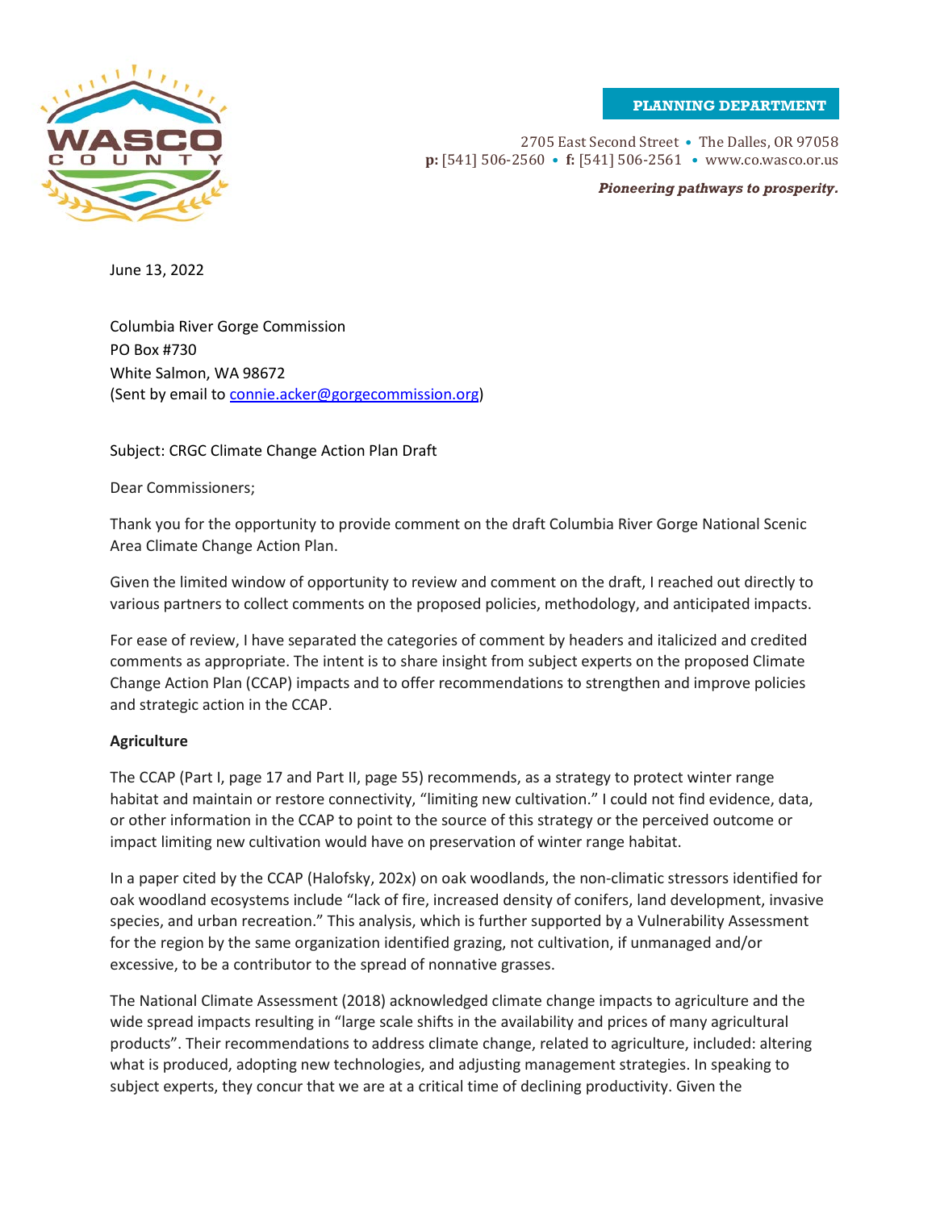PLANNING DEPARTMENT

2705 East Second Street • The Dalles, OR 97058
**p:** [541] 506-2560 • **f:** [541] 506-2561 • www.co.wasco.or.us

***Pioneering pathways to prosperity.***

June 13, 2022

Columbia River Gorge Commission
PO Box #730
White Salmon, WA 98672
(Sent by email to connie.acker@gorgecommission.org)

Subject: CRGC Climate Change Action Plan Draft

Dear Commissioners;

Thank you for the opportunity to provide comment on the draft Columbia River Gorge National Scenic Area Climate Change Action Plan.

Given the limited window of opportunity to review and comment on the draft, I reached out directly to various partners to collect comments on the proposed policies, methodology, and anticipated impacts.

For ease of review, I have separated the categories of comment by headers and italicized and credited comments as appropriate. The intent is to share insight from subject experts on the proposed Climate Change Action Plan (CCAP) impacts and to offer recommendations to strengthen and improve policies and strategic action in the CCAP.

**Agriculture**

The CCAP (Part I, page 17 and Part II, page 55) recommends, as a strategy to protect winter range habitat and maintain or restore connectivity, "limiting new cultivation." I could not find evidence, data, or other information in the CCAP to point to the source of this strategy or the perceived outcome or impact limiting new cultivation would have on preservation of winter range habitat.

In a paper cited by the CCAP (Halofsky, 202x) on oak woodlands, the non-climatic stressors identified for oak woodland ecosystems include "lack of fire, increased density of conifers, land development, invasive species, and urban recreation." This analysis, which is further supported by a Vulnerability Assessment for the region by the same organization identified grazing, not cultivation, if unmanaged and/or excessive, to be a contributor to the spread of nonnative grasses.

The National Climate Assessment (2018) acknowledged climate change impacts to agriculture and the wide spread impacts resulting in "large scale shifts in the availability and prices of many agricultural products". Their recommendations to address climate change, related to agriculture, included: altering what is produced, adopting new technologies, and adjusting management strategies. In speaking to subject experts, they concur that we are at a critical time of declining productivity. Given the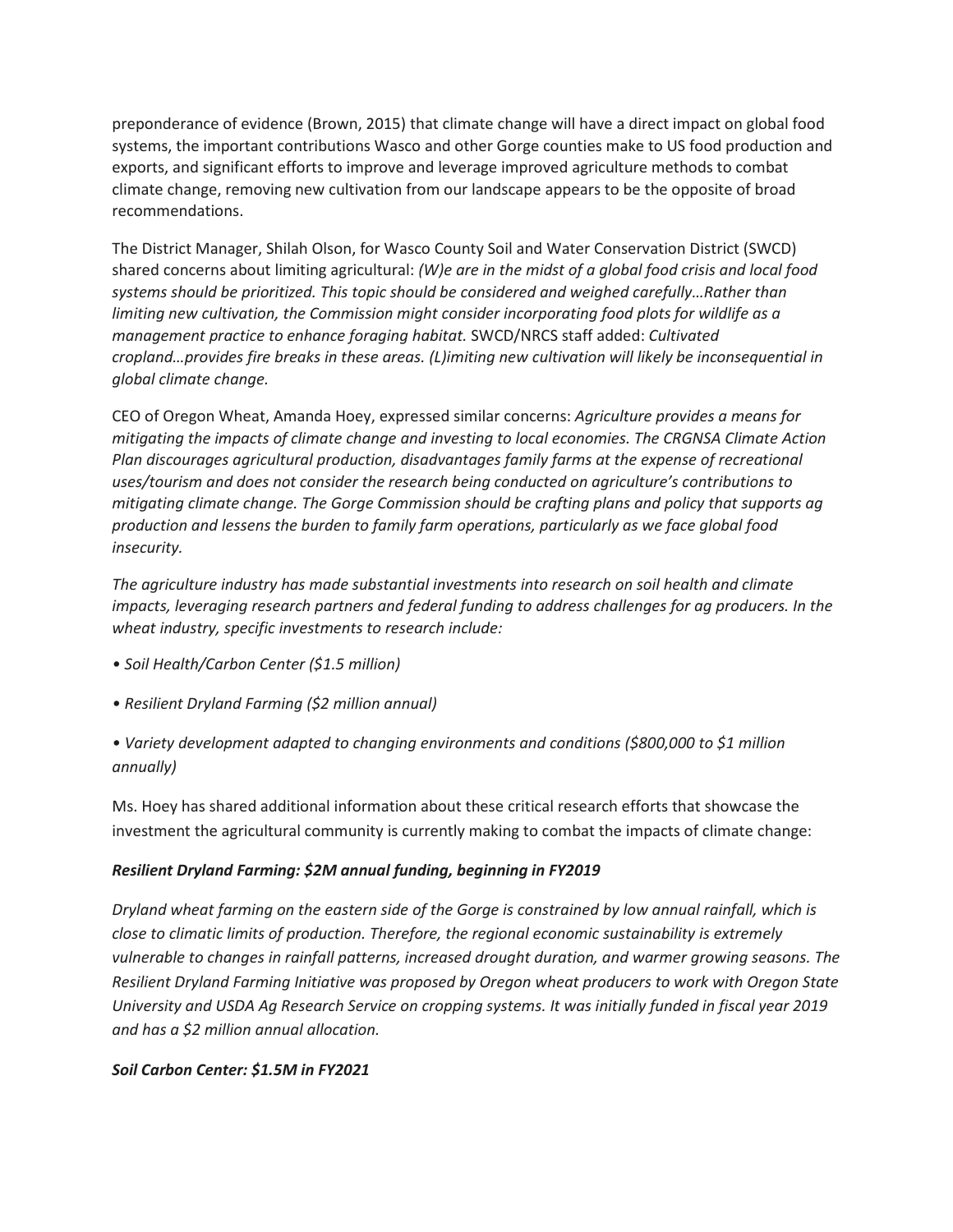preponderance of evidence (Brown, 2015) that climate change will have a direct impact on global food systems, the important contributions Wasco and other Gorge counties make to US food production and exports, and significant efforts to improve and leverage improved agriculture methods to combat climate change, removing new cultivation from our landscape appears to be the opposite of broad recommendations.

The District Manager, Shilah Olson, for Wasco County Soil and Water Conservation District (SWCD) shared concerns about limiting agricultural: *(W)e are in the midst of a global food crisis and local food systems should be prioritized. This topic should be considered and weighed carefully…Rather than limiting new cultivation, the Commission might consider incorporating food plots for wildlife as a management practice to enhance foraging habitat.* SWCD/NRCS staff added: *Cultivated cropland…provides fire breaks in these areas. (L)imiting new cultivation will likely be inconsequential in global climate change.*

CEO of Oregon Wheat, Amanda Hoey, expressed similar concerns: *Agriculture provides a means for mitigating the impacts of climate change and investing to local economies. The CRGNSA Climate Action Plan discourages agricultural production, disadvantages family farms at the expense of recreational uses/tourism and does not consider the research being conducted on agriculture's contributions to mitigating climate change. The Gorge Commission should be crafting plans and policy that supports ag production and lessens the burden to family farm operations, particularly as we face global food insecurity.*

*The agriculture industry has made substantial investments into research on soil health and climate impacts, leveraging research partners and federal funding to address challenges for ag producers. In the wheat industry, specific investments to research include:*

- *Soil Health/Carbon Center ($1.5 million)*
- *Resilient Dryland Farming ($2 million annual)*
- *Variety development adapted to changing environments and conditions ($800,000 to $1 million annually)*

Ms. Hoey has shared additional information about these critical research efforts that showcase the investment the agricultural community is currently making to combat the impacts of climate change:

***Resilient Dryland Farming: $2M annual funding, beginning in FY2019***

*Dryland wheat farming on the eastern side of the Gorge is constrained by low annual rainfall, which is close to climatic limits of production. Therefore, the regional economic sustainability is extremely vulnerable to changes in rainfall patterns, increased drought duration, and warmer growing seasons. The Resilient Dryland Farming Initiative was proposed by Oregon wheat producers to work with Oregon State University and USDA Ag Research Service on cropping systems. It was initially funded in fiscal year 2019 and has a $2 million annual allocation.*

***Soil Carbon Center: $1.5M in FY2021***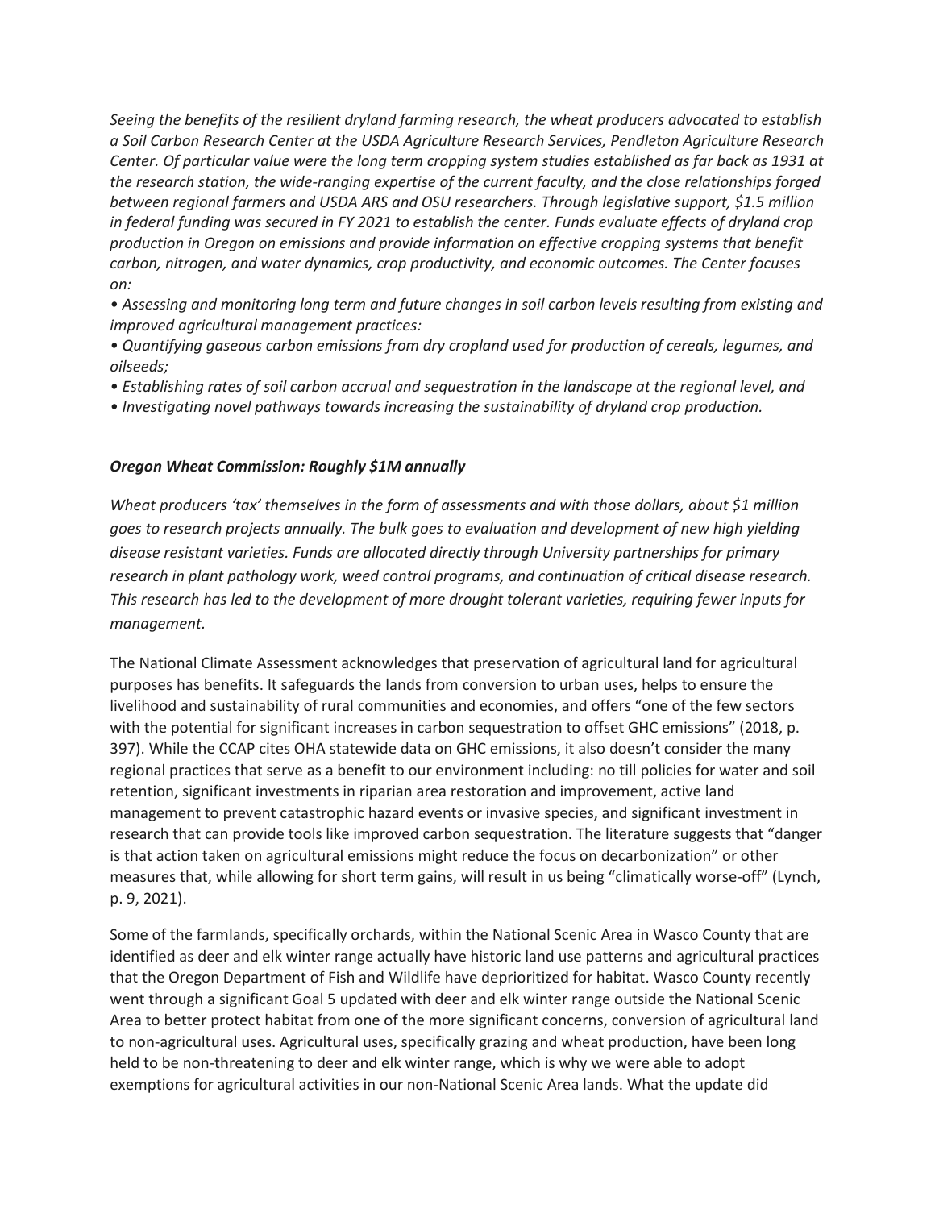*Seeing the benefits of the resilient dryland farming research, the wheat producers advocated to establish a Soil Carbon Research Center at the USDA Agriculture Research Services, Pendleton Agriculture Research Center. Of particular value were the long term cropping system studies established as far back as 1931 at the research station, the wide-ranging expertise of the current faculty, and the close relationships forged between regional farmers and USDA ARS and OSU researchers. Through legislative support, $1.5 million in federal funding was secured in FY 2021 to establish the center. Funds evaluate effects of dryland crop production in Oregon on emissions and provide information on effective cropping systems that benefit carbon, nitrogen, and water dynamics, crop productivity, and economic outcomes. The Center focuses on:*

- *Assessing and monitoring long term and future changes in soil carbon levels resulting from existing and improved agricultural management practices:*
- *Quantifying gaseous carbon emissions from dry cropland used for production of cereals, legumes, and oilseeds;*
- *Establishing rates of soil carbon accrual and sequestration in the landscape at the regional level, and*
- *Investigating novel pathways towards increasing the sustainability of dryland crop production.*

***Oregon Wheat Commission: Roughly $1M annually***

*Wheat producers 'tax' themselves in the form of assessments and with those dollars, about $1 million goes to research projects annually. The bulk goes to evaluation and development of new high yielding disease resistant varieties. Funds are allocated directly through University partnerships for primary research in plant pathology work, weed control programs, and continuation of critical disease research. This research has led to the development of more drought tolerant varieties, requiring fewer inputs for management.*

The National Climate Assessment acknowledges that preservation of agricultural land for agricultural purposes has benefits. It safeguards the lands from conversion to urban uses, helps to ensure the livelihood and sustainability of rural communities and economies, and offers "one of the few sectors with the potential for significant increases in carbon sequestration to offset GHG emissions" (2018, p. 397). While the CCAP cites OHA statewide data on GHC emissions, it also doesn't consider the many regional practices that serve as a benefit to our environment including: no till policies for water and soil retention, significant investments in riparian area restoration and improvement, active land management to prevent catastrophic hazard events or invasive species, and significant investment in research that can provide tools like improved carbon sequestration. The literature suggests that "danger is that action taken on agricultural emissions might reduce the focus on decarbonization" or other measures that, while allowing for short term gains, will result in us being "climatically worse-off" (Lynch, p. 9, 2021).

Some of the farmlands, specifically orchards, within the National Scenic Area in Wasco County that are identified as deer and elk winter range actually have historic land use patterns and agricultural practices that the Oregon Department of Fish and Wildlife have deprioritized for habitat. Wasco County recently went through a significant Goal 5 updated with deer and elk winter range outside the National Scenic Area to better protect habitat from one of the more significant concerns, conversion of agricultural land to non-agricultural uses. Agricultural uses, specifically grazing and wheat production, have been long held to be non-threatening to deer and elk winter range, which is why we were able to adopt exemptions for agricultural activities in our non-National Scenic Area lands. What the update did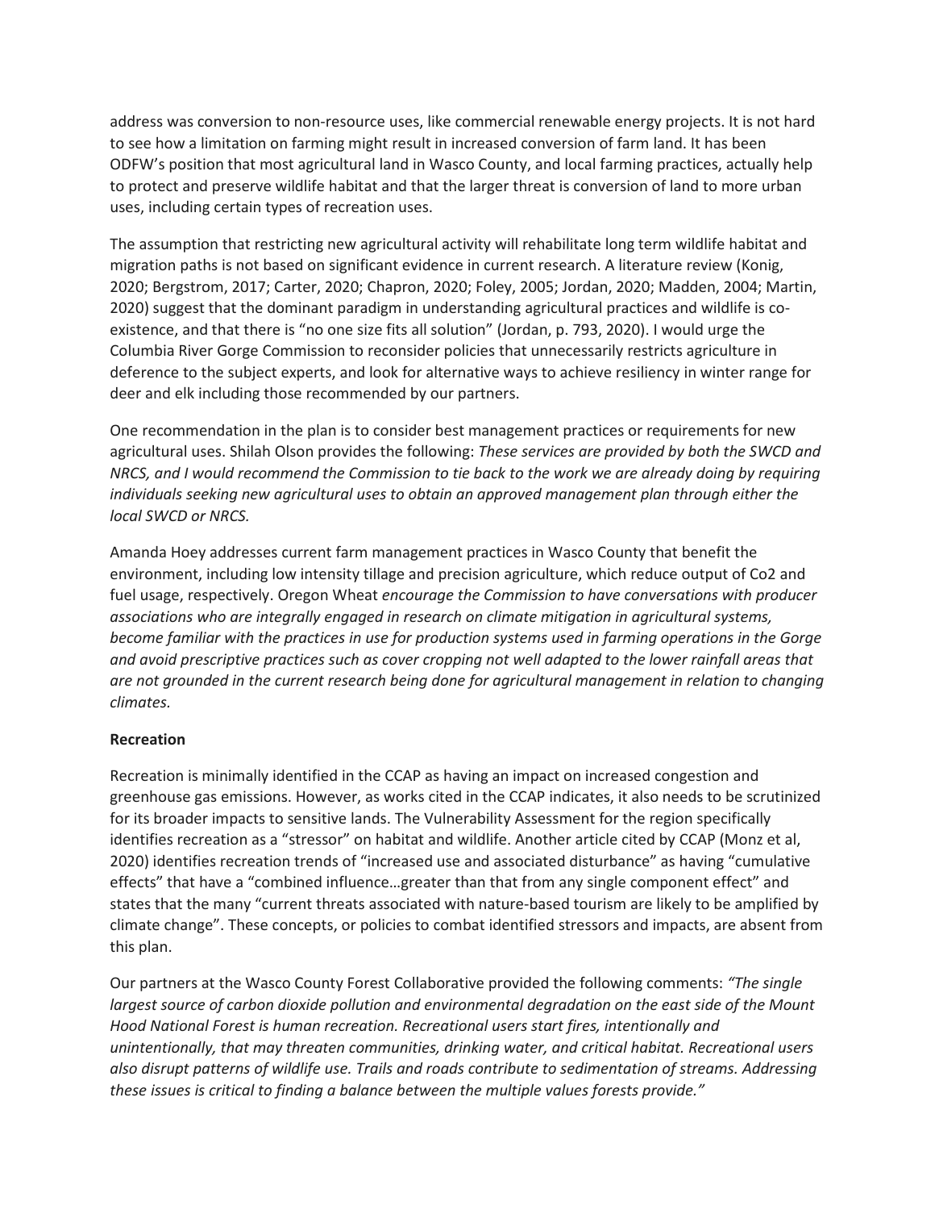address was conversion to non-resource uses, like commercial renewable energy projects. It is not hard to see how a limitation on farming might result in increased conversion of farm land. It has been ODFW's position that most agricultural land in Wasco County, and local farming practices, actually help to protect and preserve wildlife habitat and that the larger threat is conversion of land to more urban uses, including certain types of recreation uses.

The assumption that restricting new agricultural activity will rehabilitate long term wildlife habitat and migration paths is not based on significant evidence in current research. A literature review (Konig, 2020; Bergstrom, 2017; Carter, 2020; Chapron, 2020; Foley, 2005; Jordan, 2020; Madden, 2004; Martin, 2020) suggest that the dominant paradigm in understanding agricultural practices and wildlife is co-existence, and that there is "no one size fits all solution" (Jordan, p. 793, 2020). I would urge the Columbia River Gorge Commission to reconsider policies that unnecessarily restricts agriculture in deference to the subject experts, and look for alternative ways to achieve resiliency in winter range for deer and elk including those recommended by our partners.

One recommendation in the plan is to consider best management practices or requirements for new agricultural uses. Shilah Olson provides the following: *These services are provided by both the SWCD and NRCS, and I would recommend the Commission to tie back to the work we are already doing by requiring individuals seeking new agricultural uses to obtain an approved management plan through either the local SWCD or NRCS.*

Amanda Hoey addresses current farm management practices in Wasco County that benefit the environment, including low intensity tillage and precision agriculture, which reduce output of Co2 and fuel usage, respectively. Oregon Wheat *encourage the Commission to have conversations with producer associations who are integrally engaged in research on climate mitigation in agricultural systems, become familiar with the practices in use for production systems used in farming operations in the Gorge and avoid prescriptive practices such as cover cropping not well adapted to the lower rainfall areas that are not grounded in the current research being done for agricultural management in relation to changing climates.*

**Recreation**

Recreation is minimally identified in the CCAP as having an impact on increased congestion and greenhouse gas emissions. However, as works cited in the CCAP indicates, it also needs to be scrutinized for its broader impacts to sensitive lands. The Vulnerability Assessment for the region specifically identifies recreation as a "stressor" on habitat and wildlife. Another article cited by CCAP (Monz et al, 2020) identifies recreation trends of "increased use and associated disturbance" as having "cumulative effects" that have a "combined influence…greater than that from any single component effect" and states that the many "current threats associated with nature-based tourism are likely to be amplified by climate change". These concepts, or policies to combat identified stressors and impacts, are absent from this plan.

Our partners at the Wasco County Forest Collaborative provided the following comments: *"The single largest source of carbon dioxide pollution and environmental degradation on the east side of the Mount Hood National Forest is human recreation. Recreational users start fires, intentionally and unintentionally, that may threaten communities, drinking water, and critical habitat. Recreational users also disrupt patterns of wildlife use. Trails and roads contribute to sedimentation of streams. Addressing these issues is critical to finding a balance between the multiple values forests provide."*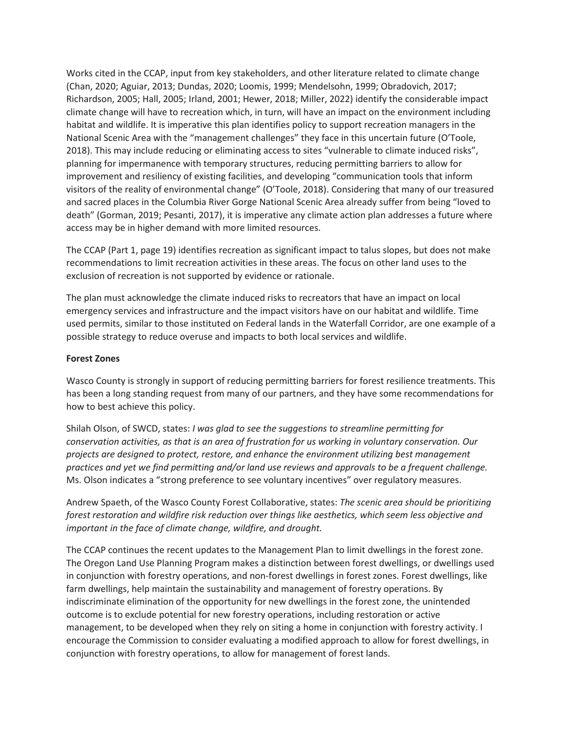Works cited in the CCAP, input from key stakeholders, and other literature related to climate change (Chan, 2020; Aguiar, 2013; Dundas, 2020; Loomis, 1999; Mendelsohn, 1999; Obradovich, 2017; Richardson, 2005; Hall, 2005; Irland, 2001; Hewer, 2018; Miller, 2022) identify the considerable impact climate change will have to recreation which, in turn, will have an impact on the environment including habitat and wildlife. It is imperative this plan identifies policy to support recreation managers in the National Scenic Area with the "management challenges" they face in this uncertain future (O'Toole, 2018). This may include reducing or eliminating access to sites "vulnerable to climate induced risks", planning for impermanence with temporary structures, reducing permitting barriers to allow for improvement and resiliency of existing facilities, and developing "communication tools that inform visitors of the reality of environmental change" (O'Toole, 2018). Considering that many of our treasured and sacred places in the Columbia River Gorge National Scenic Area already suffer from being "loved to death" (Gorman, 2019; Pesanti, 2017), it is imperative any climate action plan addresses a future where access may be in higher demand with more limited resources.

The CCAP (Part 1, page 19) identifies recreation as significant impact to talus slopes, but does not make recommendations to limit recreation activities in these areas. The focus on other land uses to the exclusion of recreation is not supported by evidence or rationale.

The plan must acknowledge the climate induced risks to recreators that have an impact on local emergency services and infrastructure and the impact visitors have on our habitat and wildlife. Time used permits, similar to those instituted on Federal lands in the Waterfall Corridor, are one example of a possible strategy to reduce overuse and impacts to both local services and wildlife.

**Forest Zones**

Wasco County is strongly in support of reducing permitting barriers for forest resilience treatments. This has been a long standing request from many of our partners, and they have some recommendations for how to best achieve this policy.

Shilah Olson, of SWCD, states: *I was glad to see the suggestions to streamline permitting for conservation activities, as that is an area of frustration for us working in voluntary conservation. Our projects are designed to protect, restore, and enhance the environment utilizing best management practices and yet we find permitting and/or land use reviews and approvals to be a frequent challenge.* Ms. Olson indicates a "strong preference to see voluntary incentives" over regulatory measures.

Andrew Spaeth, of the Wasco County Forest Collaborative, states: *The scenic area should be prioritizing forest restoration and wildfire risk reduction over things like aesthetics, which seem less objective and important in the face of climate change, wildfire, and drought.*

The CCAP continues the recent updates to the Management Plan to limit dwellings in the forest zone. The Oregon Land Use Planning Program makes a distinction between forest dwellings, or dwellings used in conjunction with forestry operations, and non-forest dwellings in forest zones. Forest dwellings, like farm dwellings, help maintain the sustainability and management of forestry operations. By indiscriminate elimination of the opportunity for new dwellings in the forest zone, the unintended outcome is to exclude potential for new forestry operations, including restoration or active management, to be developed when they rely on siting a home in conjunction with forestry activity. I encourage the Commission to consider evaluating a modified approach to allow for forest dwellings, in conjunction with forestry operations, to allow for management of forest lands.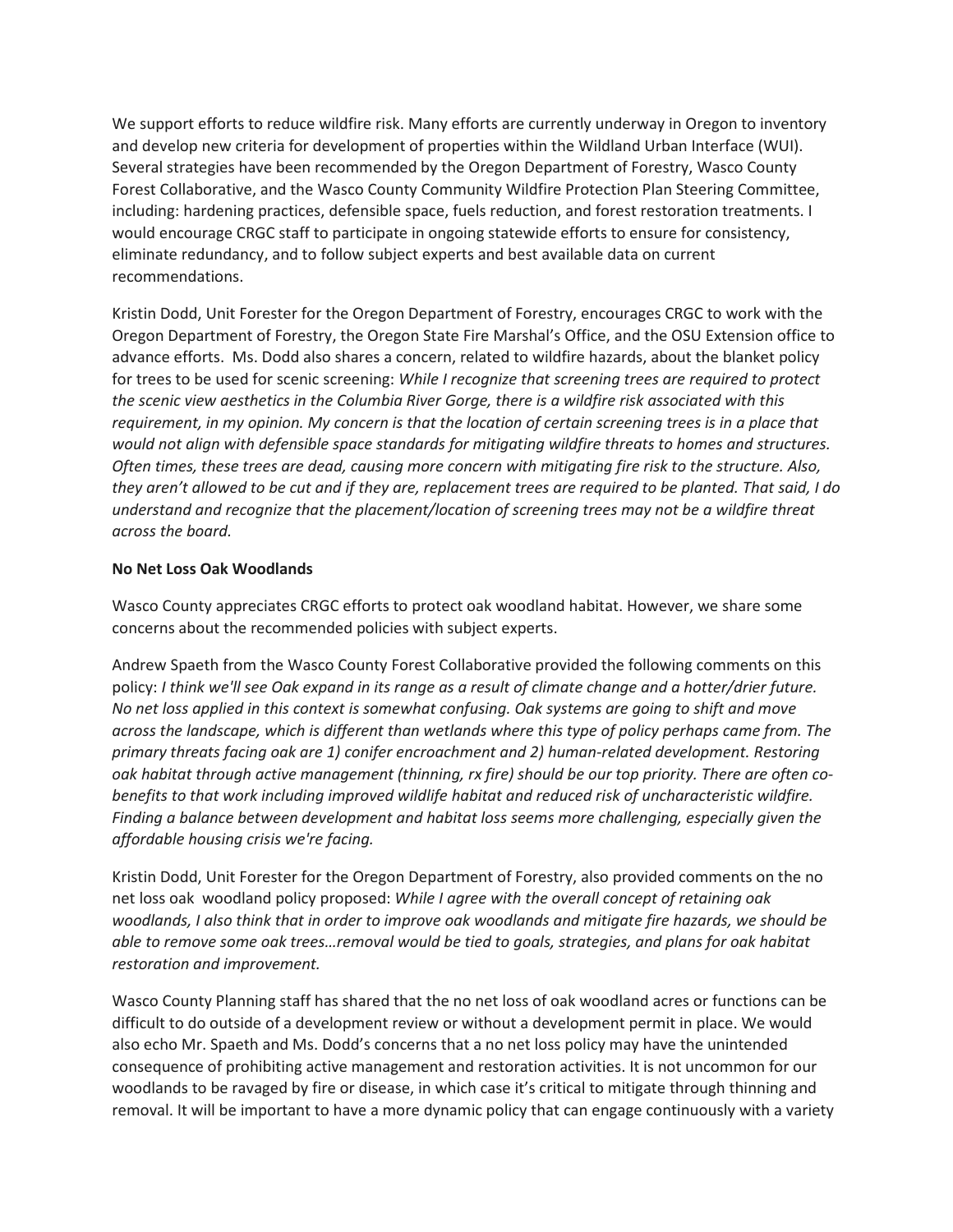We support efforts to reduce wildfire risk. Many efforts are currently underway in Oregon to inventory and develop new criteria for development of properties within the Wildland Urban Interface (WUI). Several strategies have been recommended by the Oregon Department of Forestry, Wasco County Forest Collaborative, and the Wasco County Community Wildfire Protection Plan Steering Committee, including: hardening practices, defensible space, fuels reduction, and forest restoration treatments. I would encourage CRGC staff to participate in ongoing statewide efforts to ensure for consistency, eliminate redundancy, and to follow subject experts and best available data on current recommendations.

Kristin Dodd, Unit Forester for the Oregon Department of Forestry, encourages CRGC to work with the Oregon Department of Forestry, the Oregon State Fire Marshal's Office, and the OSU Extension office to advance efforts. Ms. Dodd also shares a concern, related to wildfire hazards, about the blanket policy for trees to be used for scenic screening: *While I recognize that screening trees are required to protect the scenic view aesthetics in the Columbia River Gorge, there is a wildfire risk associated with this requirement, in my opinion. My concern is that the location of certain screening trees is in a place that would not align with defensible space standards for mitigating wildfire threats to homes and structures. Often times, these trees are dead, causing more concern with mitigating fire risk to the structure. Also, they aren't allowed to be cut and if they are, replacement trees are required to be planted. That said, I do understand and recognize that the placement/location of screening trees may not be a wildfire threat across the board.*

**No Net Loss Oak Woodlands**

Wasco County appreciates CRGC efforts to protect oak woodland habitat. However, we share some concerns about the recommended policies with subject experts.

Andrew Spaeth from the Wasco County Forest Collaborative provided the following comments on this policy: *I think we'll see Oak expand in its range as a result of climate change and a hotter/drier future. No net loss applied in this context is somewhat confusing. Oak systems are going to shift and move across the landscape, which is different than wetlands where this type of policy perhaps came from. The primary threats facing oak are 1) conifer encroachment and 2) human-related development. Restoring oak habitat through active management (thinning, rx fire) should be our top priority. There are often co-benefits to that work including improved wildlife habitat and reduced risk of uncharacteristic wildfire. Finding a balance between development and habitat loss seems more challenging, especially given the affordable housing crisis we're facing.*

Kristin Dodd, Unit Forester for the Oregon Department of Forestry, also provided comments on the no net loss oak woodland policy proposed: *While I agree with the overall concept of retaining oak woodlands, I also think that in order to improve oak woodlands and mitigate fire hazards, we should be able to remove some oak trees…removal would be tied to goals, strategies, and plans for oak habitat restoration and improvement.*

Wasco County Planning staff has shared that the no net loss of oak woodland acres or functions can be difficult to do outside of a development review or without a development permit in place. We would also echo Mr. Spaeth and Ms. Dodd's concerns that a no net loss policy may have the unintended consequence of prohibiting active management and restoration activities. It is not uncommon for our woodlands to be ravaged by fire or disease, in which case it's critical to mitigate through thinning and removal. It will be important to have a more dynamic policy that can engage continuously with a variety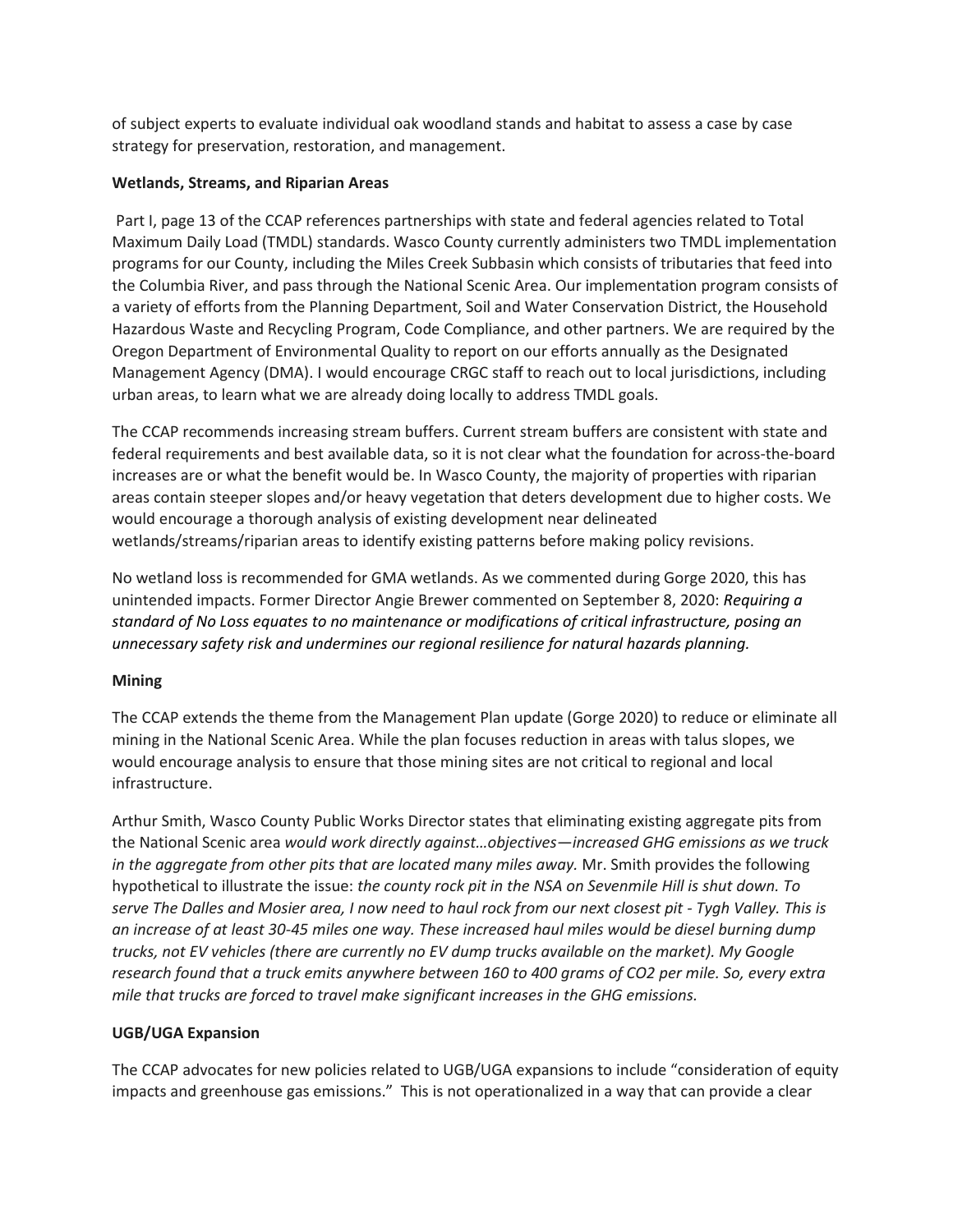of subject experts to evaluate individual oak woodland stands and habitat to assess a case by case strategy for preservation, restoration, and management.

**Wetlands, Streams, and Riparian Areas**

Part I, page 13 of the CCAP references partnerships with state and federal agencies related to Total Maximum Daily Load (TMDL) standards. Wasco County currently administers two TMDL implementation programs for our County, including the Miles Creek Subbasin which consists of tributaries that feed into the Columbia River, and pass through the National Scenic Area. Our implementation program consists of a variety of efforts from the Planning Department, Soil and Water Conservation District, the Household Hazardous Waste and Recycling Program, Code Compliance, and other partners. We are required by the Oregon Department of Environmental Quality to report on our efforts annually as the Designated Management Agency (DMA). I would encourage CRGC staff to reach out to local jurisdictions, including urban areas, to learn what we are already doing locally to address TMDL goals.

The CCAP recommends increasing stream buffers. Current stream buffers are consistent with state and federal requirements and best available data, so it is not clear what the foundation for across-the-board increases are or what the benefit would be. In Wasco County, the majority of properties with riparian areas contain steeper slopes and/or heavy vegetation that deters development due to higher costs. We would encourage a thorough analysis of existing development near delineated wetlands/streams/riparian areas to identify existing patterns before making policy revisions.

No wetland loss is recommended for GMA wetlands. As we commented during Gorge 2020, this has unintended impacts. Former Director Angie Brewer commented on September 8, 2020: *Requiring a standard of No Loss equates to no maintenance or modifications of critical infrastructure, posing an unnecessary safety risk and undermines our regional resilience for natural hazards planning.*

**Mining**

The CCAP extends the theme from the Management Plan update (Gorge 2020) to reduce or eliminate all mining in the National Scenic Area. While the plan focuses reduction in areas with talus slopes, we would encourage analysis to ensure that those mining sites are not critical to regional and local infrastructure.

Arthur Smith, Wasco County Public Works Director states that eliminating existing aggregate pits from the National Scenic area *would work directly against…objectives—increased GHG emissions as we truck in the aggregate from other pits that are located many miles away.* Mr. Smith provides the following hypothetical to illustrate the issue: *the county rock pit in the NSA on Sevenmile Hill is shut down. To serve The Dalles and Mosier area, I now need to haul rock from our next closest pit - Tygh Valley. This is an increase of at least 30-45 miles one way. These increased haul miles would be diesel burning dump trucks, not EV vehicles (there are currently no EV dump trucks available on the market). My Google research found that a truck emits anywhere between 160 to 400 grams of CO2 per mile. So, every extra mile that trucks are forced to travel make significant increases in the GHG emissions.*

**UGB/UGA Expansion**

The CCAP advocates for new policies related to UGB/UGA expansions to include "consideration of equity impacts and greenhouse gas emissions." This is not operationalized in a way that can provide a clear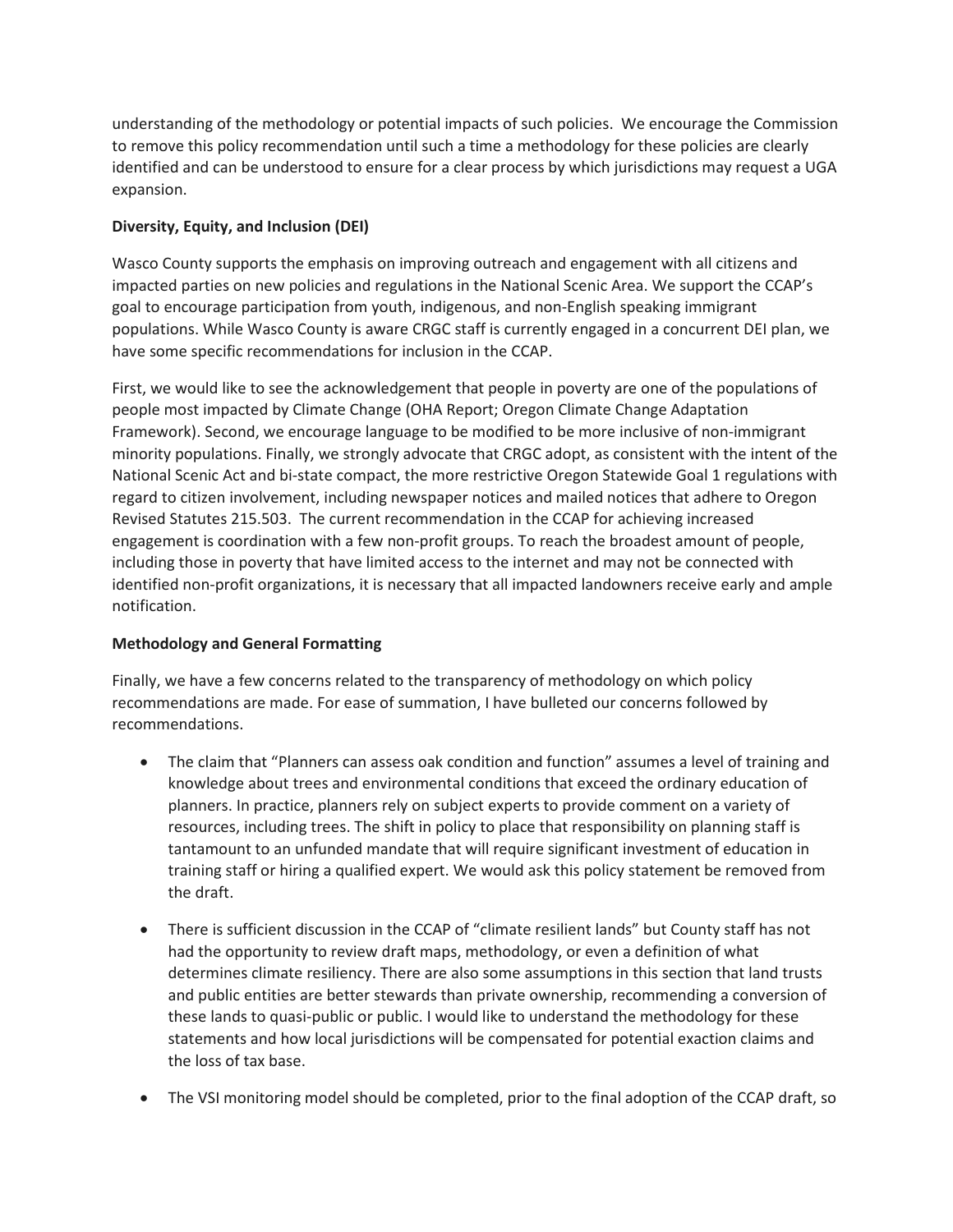understanding of the methodology or potential impacts of such policies. We encourage the Commission to remove this policy recommendation until such a time a methodology for these policies are clearly identified and can be understood to ensure for a clear process by which jurisdictions may request a UGA expansion.

**Diversity, Equity, and Inclusion (DEI)**

Wasco County supports the emphasis on improving outreach and engagement with all citizens and impacted parties on new policies and regulations in the National Scenic Area. We support the CCAP's goal to encourage participation from youth, indigenous, and non-English speaking immigrant populations. While Wasco County is aware CRGC staff is currently engaged in a concurrent DEI plan, we have some specific recommendations for inclusion in the CCAP.

First, we would like to see the acknowledgement that people in poverty are one of the populations of people most impacted by Climate Change (OHA Report; Oregon Climate Change Adaptation Framework). Second, we encourage language to be modified to be more inclusive of non-immigrant minority populations. Finally, we strongly advocate that CRGC adopt, as consistent with the intent of the National Scenic Act and bi-state compact, the more restrictive Oregon Statewide Goal 1 regulations with regard to citizen involvement, including newspaper notices and mailed notices that adhere to Oregon Revised Statutes 215.503. The current recommendation in the CCAP for achieving increased engagement is coordination with a few non-profit groups. To reach the broadest amount of people, including those in poverty that have limited access to the internet and may not be connected with identified non-profit organizations, it is necessary that all impacted landowners receive early and ample notification.

**Methodology and General Formatting**

Finally, we have a few concerns related to the transparency of methodology on which policy recommendations are made. For ease of summation, I have bulleted our concerns followed by recommendations.

- The claim that "Planners can assess oak condition and function" assumes a level of training and knowledge about trees and environmental conditions that exceed the ordinary education of planners. In practice, planners rely on subject experts to provide comment on a variety of resources, including trees. The shift in policy to place that responsibility on planning staff is tantamount to an unfunded mandate that will require significant investment of education in training staff or hiring a qualified expert. We would ask this policy statement be removed from the draft.

- There is sufficient discussion in the CCAP of "climate resilient lands" but County staff has not had the opportunity to review draft maps, methodology, or even a definition of what determines climate resiliency. There are also some assumptions in this section that land trusts and public entities are better stewards than private ownership, recommending a conversion of these lands to quasi-public or public. I would like to understand the methodology for these statements and how local jurisdictions will be compensated for potential exaction claims and the loss of tax base.

- The VSI monitoring model should be completed, prior to the final adoption of the CCAP draft, so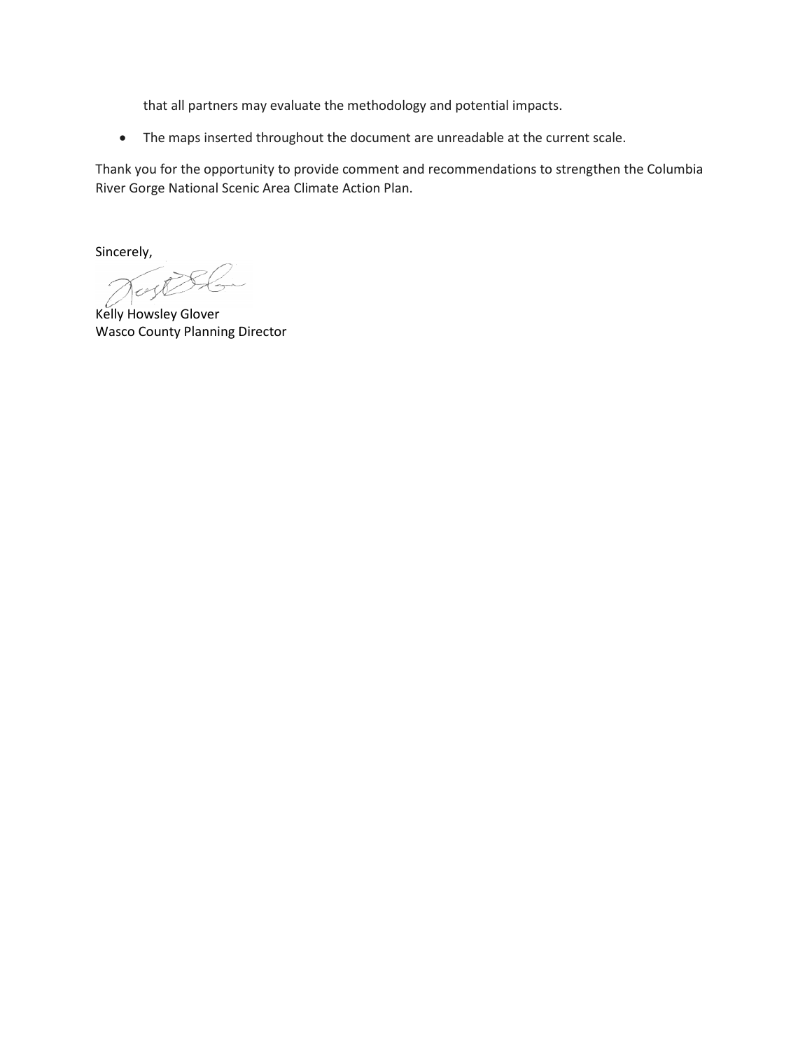that all partners may evaluate the methodology and potential impacts.

- The maps inserted throughout the document are unreadable at the current scale.

Thank you for the opportunity to provide comment and recommendations to strengthen the Columbia River Gorge National Scenic Area Climate Action Plan.

Sincerely,

Kelly Howsley Glover
Wasco County Planning Director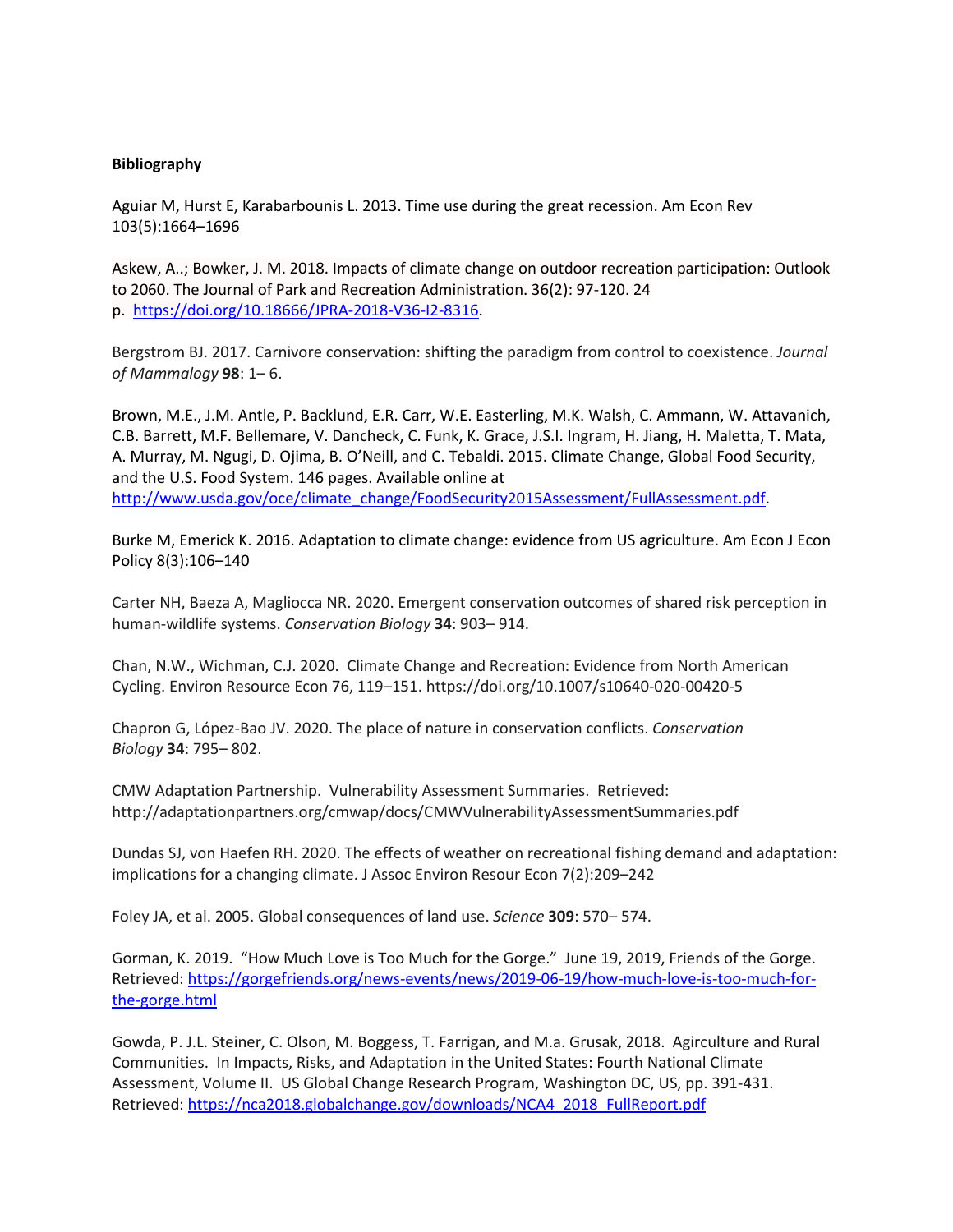**Bibliography**

Aguiar M, Hurst E, Karabarbounis L. 2013. Time use during the great recession. Am Econ Rev 103(5):1664–1696

Askew, A..; Bowker, J. M. 2018. Impacts of climate change on outdoor recreation participation: Outlook to 2060. The Journal of Park and Recreation Administration. 36(2): 97-120. 24 p. [https://doi.org/10.18666/JPRA-2018-V36-I2-8316](https://doi.org/10.18666/JPRA-2018-V36-I2-8316).

Bergstrom BJ. 2017. Carnivore conservation: shifting the paradigm from control to coexistence. *Journal of Mammalogy* **98**: 1– 6.

Brown, M.E., J.M. Antle, P. Backlund, E.R. Carr, W.E. Easterling, M.K. Walsh, C. Ammann, W. Attavanich, C.B. Barrett, M.F. Bellemare, V. Dancheck, C. Funk, K. Grace, J.S.I. Ingram, H. Jiang, H. Maletta, T. Mata, A. Murray, M. Ngugi, D. Ojima, B. O'Neill, and C. Tebaldi. 2015. Climate Change, Global Food Security, and the U.S. Food System. 146 pages. Available online at [http://www.usda.gov/oce/climate_change/FoodSecurity2015Assessment/FullAssessment.pdf](http://www.usda.gov/oce/climate_change/FoodSecurity2015Assessment/FullAssessment.pdf).

Burke M, Emerick K. 2016. Adaptation to climate change: evidence from US agriculture. Am Econ J Econ Policy 8(3):106–140

Carter NH, Baeza A, Magliocca NR. 2020. Emergent conservation outcomes of shared risk perception in human-wildlife systems. *Conservation Biology* **34**: 903– 914.

Chan, N.W., Wichman, C.J. 2020. Climate Change and Recreation: Evidence from North American Cycling. Environ Resource Econ 76, 119–151. https://doi.org/10.1007/s10640-020-00420-5

Chapron G, López-Bao JV. 2020. The place of nature in conservation conflicts. *Conservation Biology* **34**: 795– 802.

CMW Adaptation Partnership. Vulnerability Assessment Summaries. Retrieved: http://adaptationpartners.org/cmwap/docs/CMWVulnerabilityAssessmentSummaries.pdf

Dundas SJ, von Haefen RH. 2020. The effects of weather on recreational fishing demand and adaptation: implications for a changing climate. J Assoc Environ Resour Econ 7(2):209–242

Foley JA, et al. 2005. Global consequences of land use. *Science* **309**: 570– 574.

Gorman, K. 2019. "How Much Love is Too Much for the Gorge." June 19, 2019, Friends of the Gorge. Retrieved: [https://gorgefriends.org/news-events/news/2019-06-19/how-much-love-is-too-much-for-the-gorge.html](https://gorgefriends.org/news-events/news/2019-06-19/how-much-love-is-too-much-for-the-gorge.html)

Gowda, P. J.L. Steiner, C. Olson, M. Boggess, T. Farrigan, and M.a. Grusak, 2018. Agirculture and Rural Communities. In Impacts, Risks, and Adaptation in the United States: Fourth National Climate Assessment, Volume II. US Global Change Research Program, Washington DC, US, pp. 391-431. Retrieved: [https://nca2018.globalchange.gov/downloads/NCA4_2018_FullReport.pdf](https://nca2018.globalchange.gov/downloads/NCA4_2018_FullReport.pdf)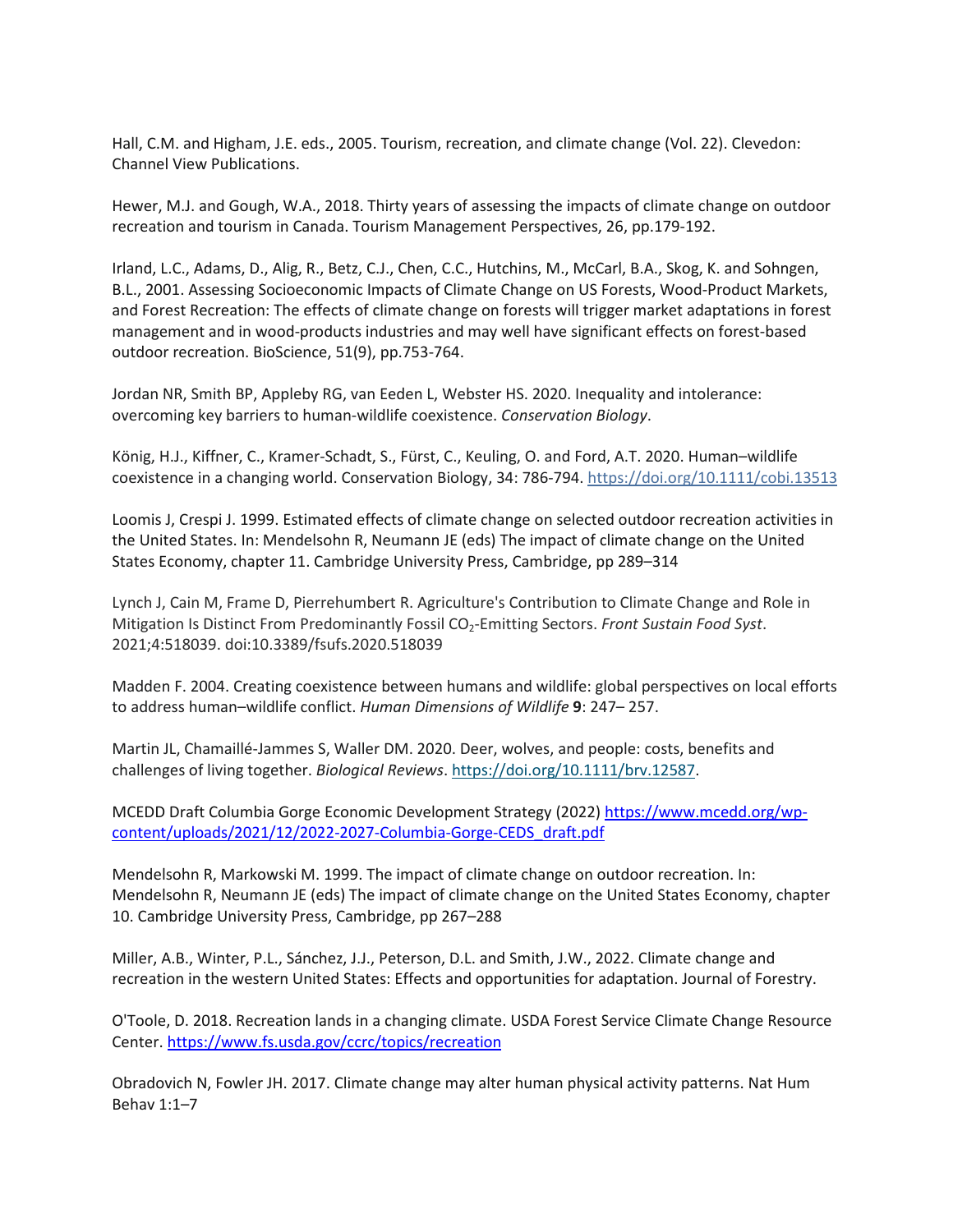Hall, C.M. and Higham, J.E. eds., 2005. Tourism, recreation, and climate change (Vol. 22). Clevedon: Channel View Publications.

Hewer, M.J. and Gough, W.A., 2018. Thirty years of assessing the impacts of climate change on outdoor recreation and tourism in Canada. Tourism Management Perspectives, 26, pp.179-192.

Irland, L.C., Adams, D., Alig, R., Betz, C.J., Chen, C.C., Hutchins, M., McCarl, B.A., Skog, K. and Sohngen, B.L., 2001. Assessing Socioeconomic Impacts of Climate Change on US Forests, Wood-Product Markets, and Forest Recreation: The effects of climate change on forests will trigger market adaptations in forest management and in wood-products industries and may well have significant effects on forest-based outdoor recreation. BioScience, 51(9), pp.753-764.

Jordan NR, Smith BP, Appleby RG, van Eeden L, Webster HS. 2020. Inequality and intolerance: overcoming key barriers to human-wildlife coexistence. *Conservation Biology*.

König, H.J., Kiffner, C., Kramer-Schadt, S., Fürst, C., Keuling, O. and Ford, A.T. 2020. Human–wildlife coexistence in a changing world. Conservation Biology, 34: 786-794. https://doi.org/10.1111/cobi.13513

Loomis J, Crespi J. 1999. Estimated effects of climate change on selected outdoor recreation activities in the United States. In: Mendelsohn R, Neumann JE (eds) The impact of climate change on the United States Economy, chapter 11. Cambridge University Press, Cambridge, pp 289–314

Lynch J, Cain M, Frame D, Pierrehumbert R. Agriculture's Contribution to Climate Change and Role in Mitigation Is Distinct From Predominantly Fossil $CO_2$-Emitting Sectors. *Front Sustain Food Syst*. 2021;4:518039. doi:10.3389/fsufs.2020.518039

Madden F. 2004. Creating coexistence between humans and wildlife: global perspectives on local efforts to address human–wildlife conflict. *Human Dimensions of Wildlife* **9**: 247– 257.

Martin JL, Chamaillé-Jammes S, Waller DM. 2020. Deer, wolves, and people: costs, benefits and challenges of living together. *Biological Reviews*. https://doi.org/10.1111/brv.12587.

MCEDD Draft Columbia Gorge Economic Development Strategy (2022) https://www.mcedd.org/wp-content/uploads/2021/12/2022-2027-Columbia-Gorge-CEDS_draft.pdf

Mendelsohn R, Markowski M. 1999. The impact of climate change on outdoor recreation. In: Mendelsohn R, Neumann JE (eds) The impact of climate change on the United States Economy, chapter 10. Cambridge University Press, Cambridge, pp 267–288

Miller, A.B., Winter, P.L., Sánchez, J.J., Peterson, D.L. and Smith, J.W., 2022. Climate change and recreation in the western United States: Effects and opportunities for adaptation. Journal of Forestry.

O'Toole, D. 2018. Recreation lands in a changing climate. USDA Forest Service Climate Change Resource Center. https://www.fs.usda.gov/ccrc/topics/recreation

Obradovich N, Fowler JH. 2017. Climate change may alter human physical activity patterns. Nat Hum Behav 1:1–7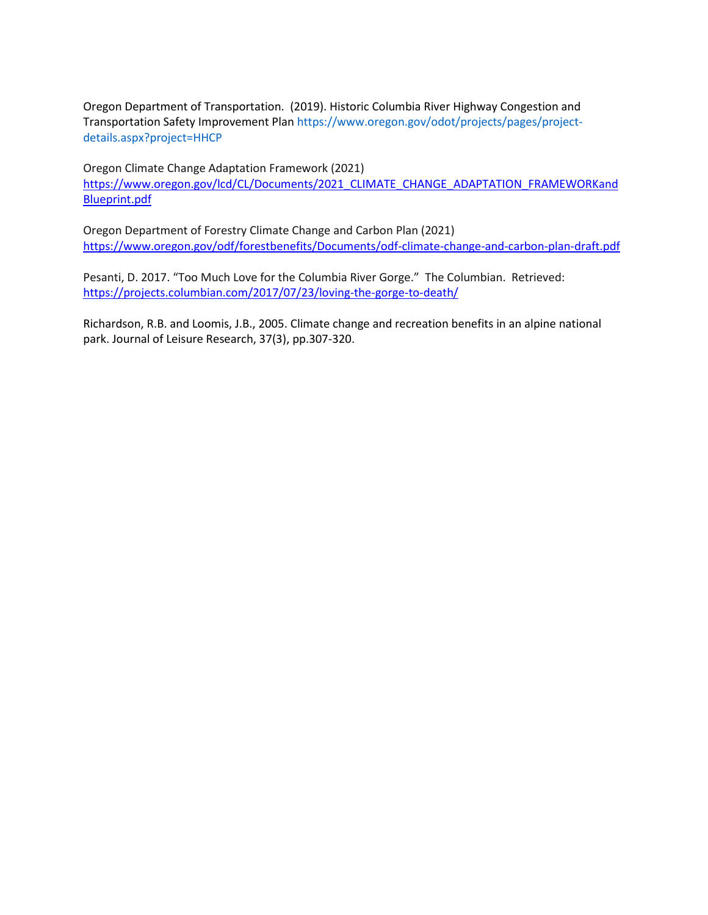Oregon Department of Transportation. (2019). Historic Columbia River Highway Congestion and Transportation Safety Improvement Plan https://www.oregon.gov/odot/projects/pages/project-details.aspx?project=HHCP

Oregon Climate Change Adaptation Framework (2021) https://www.oregon.gov/lcd/CL/Documents/2021_CLIMATE_CHANGE_ADAPTATION_FRAMEWORKandBlueprint.pdf

Oregon Department of Forestry Climate Change and Carbon Plan (2021) https://www.oregon.gov/odf/forestbenefits/Documents/odf-climate-change-and-carbon-plan-draft.pdf

Pesanti, D. 2017. "Too Much Love for the Columbia River Gorge." The Columbian. Retrieved: https://projects.columbian.com/2017/07/23/loving-the-gorge-to-death/

Richardson, R.B. and Loomis, J.B., 2005. Climate change and recreation benefits in an alpine national park. Journal of Leisure Research, 37(3), pp.307-320.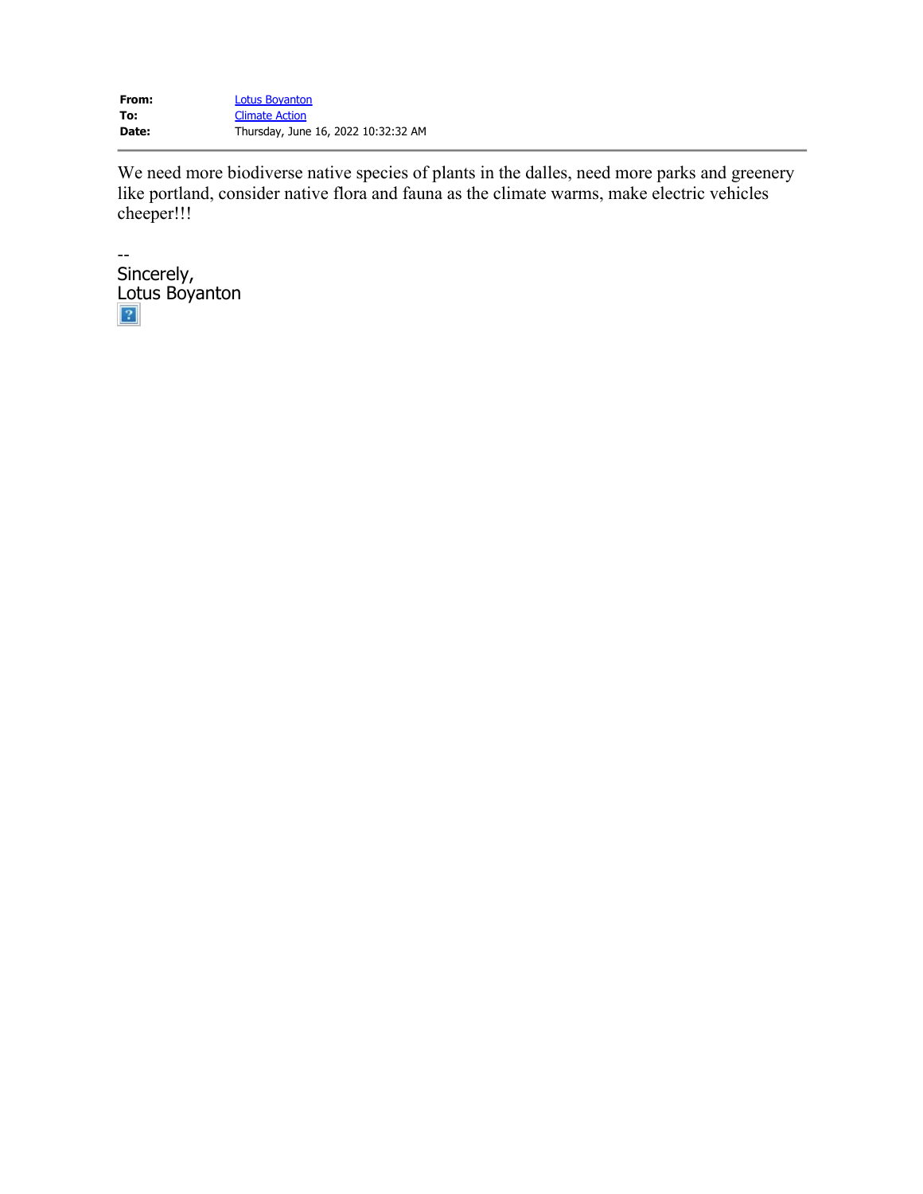**From:** Lotus Boyanton
**To:** Climate Action
**Date:** Thursday, June 16, 2022 10:32:32 AM

---

We need more biodiverse native species of plants in the dalles, need more parks and greenery like portland, consider native flora and fauna as the climate warms, make electric vehicles cheeper!!!

--
Sincerely,
Lotus Boyanton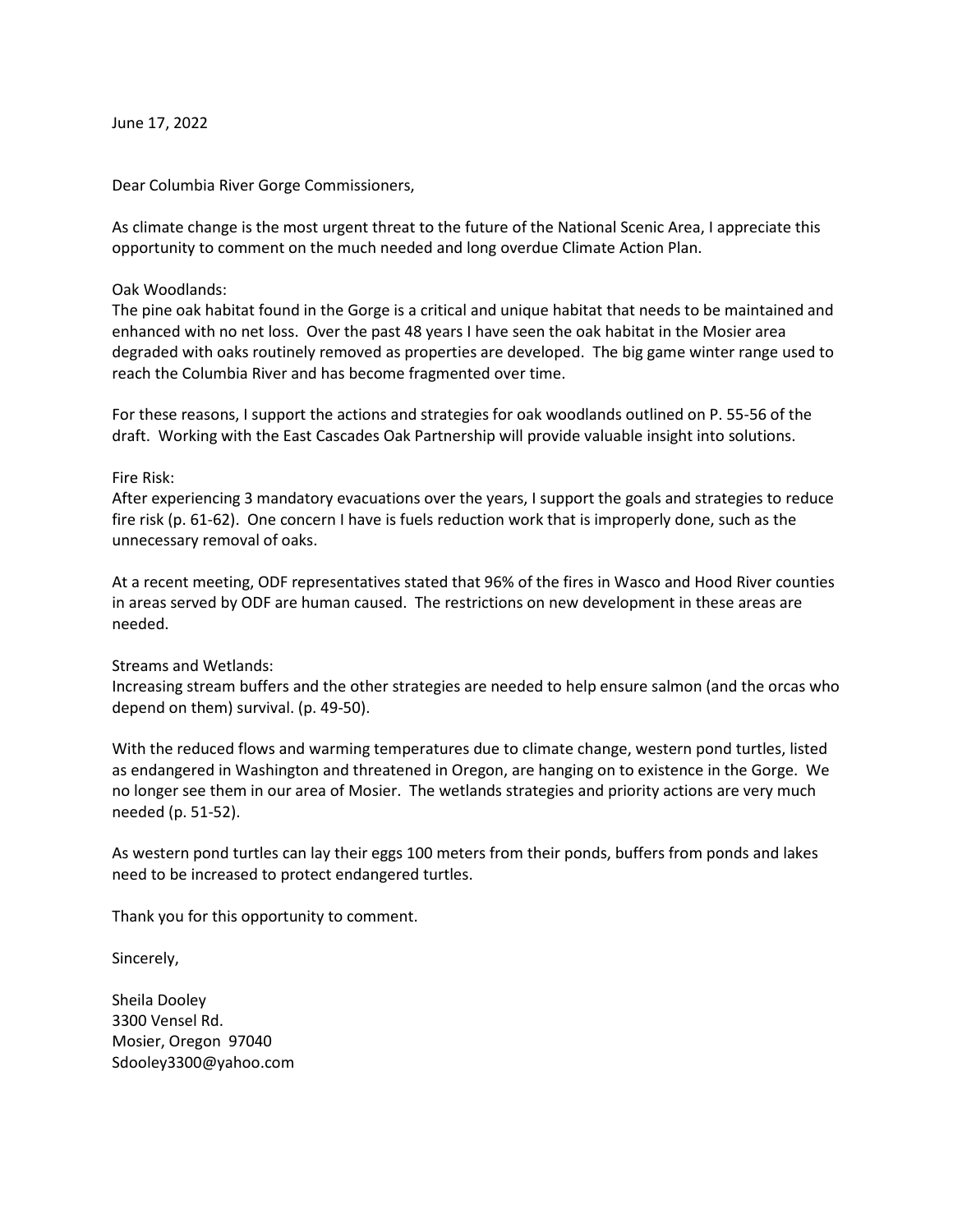June 17, 2022

Dear Columbia River Gorge Commissioners,

As climate change is the most urgent threat to the future of the National Scenic Area, I appreciate this opportunity to comment on the much needed and long overdue Climate Action Plan.

Oak Woodlands:
The pine oak habitat found in the Gorge is a critical and unique habitat that needs to be maintained and enhanced with no net loss. Over the past 48 years I have seen the oak habitat in the Mosier area degraded with oaks routinely removed as properties are developed. The big game winter range used to reach the Columbia River and has become fragmented over time.

For these reasons, I support the actions and strategies for oak woodlands outlined on P. 55-56 of the draft. Working with the East Cascades Oak Partnership will provide valuable insight into solutions.

Fire Risk:
After experiencing 3 mandatory evacuations over the years, I support the goals and strategies to reduce fire risk (p. 61-62). One concern I have is fuels reduction work that is improperly done, such as the unnecessary removal of oaks.

At a recent meeting, ODF representatives stated that 96% of the fires in Wasco and Hood River counties in areas served by ODF are human caused. The restrictions on new development in these areas are needed.

Streams and Wetlands:
Increasing stream buffers and the other strategies are needed to help ensure salmon (and the orcas who depend on them) survival. (p. 49-50).

With the reduced flows and warming temperatures due to climate change, western pond turtles, listed as endangered in Washington and threatened in Oregon, are hanging on to existence in the Gorge. We no longer see them in our area of Mosier. The wetlands strategies and priority actions are very much needed (p. 51-52).

As western pond turtles can lay their eggs 100 meters from their ponds, buffers from ponds and lakes need to be increased to protect endangered turtles.

Thank you for this opportunity to comment.

Sincerely,

Sheila Dooley
3300 Vensel Rd.
Mosier, Oregon 97040
Sdooley3300@yahoo.com